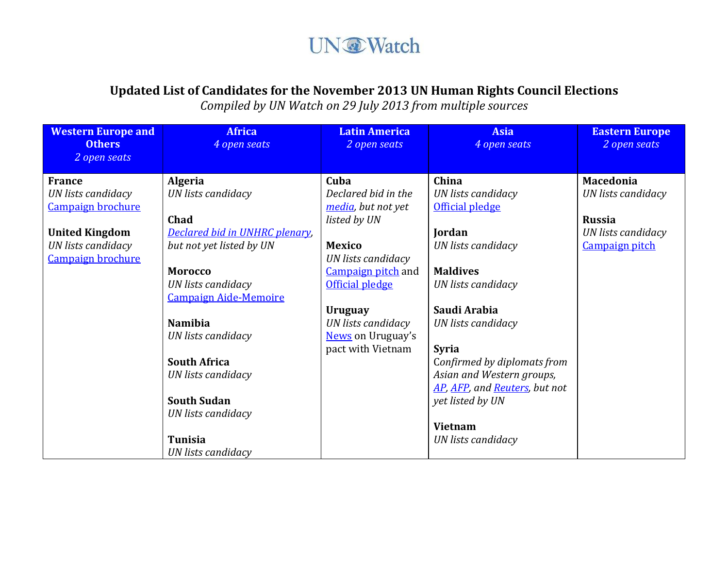UN Watch

## Updated List of Candidates for the November 2013 UN Human Rights Council Elections

*Compiled by UN Watch on 29 July 2013 from multiple sources*

| **Western Europe and Others** *2 open seats* | **Africa** *4 open seats* | **Latin America** *2 open seats* | **Asia** *4 open seats* | **Eastern Europe** *2 open seats* |
|---|---|---|---|---|
| **France**<br>*UN lists candidacy*<br>Campaign brochure<br><br>**United Kingdom**<br>*UN lists candidacy*<br>Campaign brochure | **Algeria**<br>*UN lists candidacy*<br><br>**Chad**<br>*Declared bid in UNHRC plenary, but not yet listed by UN*<br><br>**Morocco**<br>*UN lists candidacy*<br>Campaign Aide-Memoire<br><br>**Namibia**<br>*UN lists candidacy*<br><br>**South Africa**<br>*UN lists candidacy*<br><br>**South Sudan**<br>*UN lists candidacy*<br><br>**Tunisia**<br>*UN lists candidacy* | **Cuba**<br>*Declared bid in the media, but not yet listed by UN*<br><br>**Mexico**<br>*UN lists candidacy*<br>Campaign pitch and Official pledge<br><br>**Uruguay**<br>*UN lists candidacy*<br>News on Uruguay's pact with Vietnam | **China**<br>*UN lists candidacy*<br>Official pledge<br><br>**Jordan**<br>*UN lists candidacy*<br><br>**Maldives**<br>*UN lists candidacy*<br><br>**Saudi Arabia**<br>*UN lists candidacy*<br><br>**Syria**<br>*Confirmed by diplomats from Asian and Western groups, AP, AFP, and Reuters, but not yet listed by UN*<br><br>**Vietnam**<br>*UN lists candidacy* | **Macedonia**<br>*UN lists candidacy*<br><br>**Russia**<br>*UN lists candidacy*<br>Campaign pitch |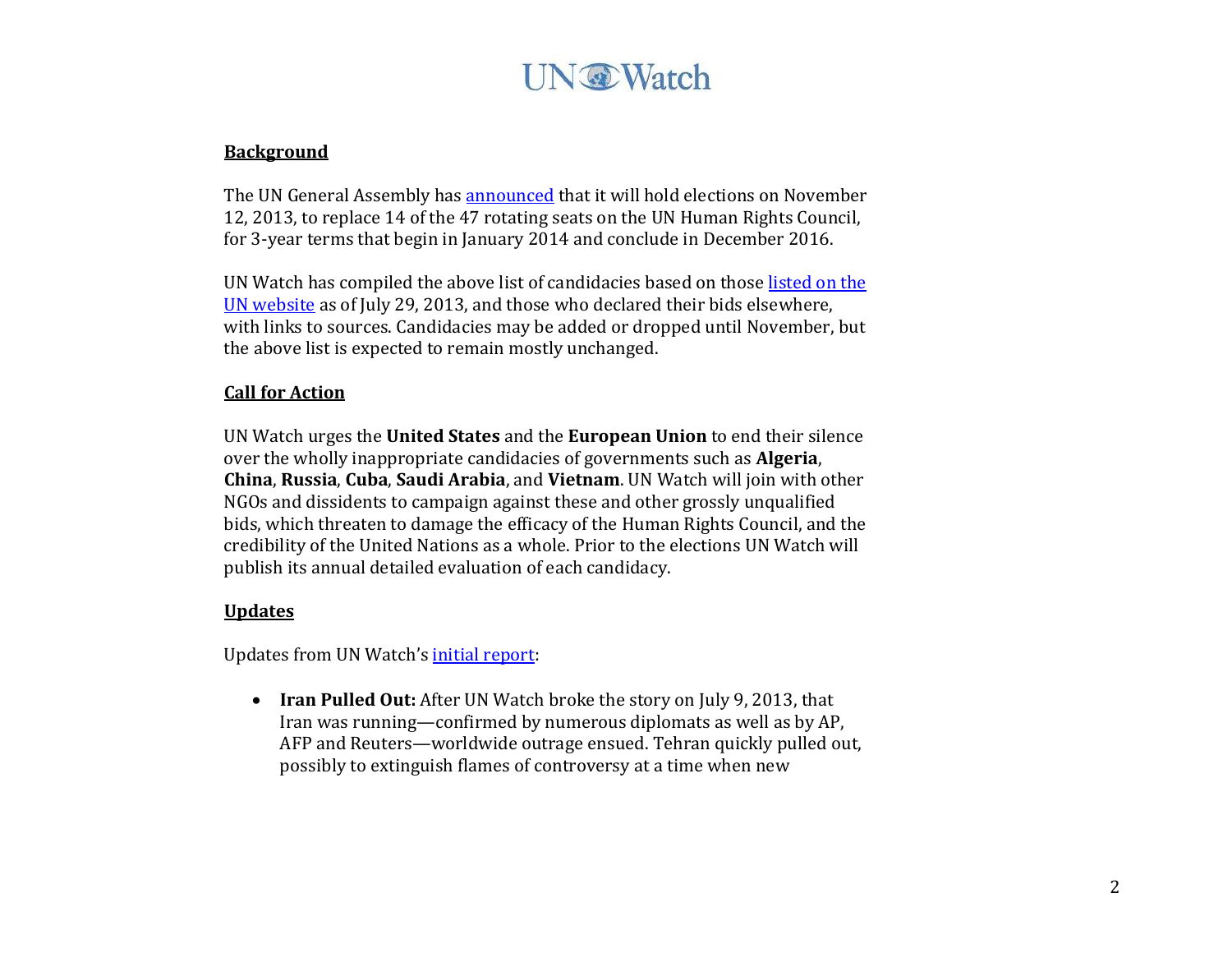**Background**

The UN General Assembly has announced that it will hold elections on November 12, 2013, to replace 14 of the 47 rotating seats on the UN Human Rights Council, for 3-year terms that begin in January 2014 and conclude in December 2016.

UN Watch has compiled the above list of candidacies based on those listed on the UN website as of July 29, 2013, and those who declared their bids elsewhere, with links to sources. Candidacies may be added or dropped until November, but the above list is expected to remain mostly unchanged.

**Call for Action**

UN Watch urges the **United States** and the **European Union** to end their silence over the wholly inappropriate candidacies of governments such as **Algeria**, **China**, **Russia**, **Cuba**, **Saudi Arabia**, and **Vietnam**. UN Watch will join with other NGOs and dissidents to campaign against these and other grossly unqualified bids, which threaten to damage the efficacy of the Human Rights Council, and the credibility of the United Nations as a whole. Prior to the elections UN Watch will publish its annual detailed evaluation of each candidacy.

**Updates**

Updates from UN Watch's initial report:

- **Iran Pulled Out:** After UN Watch broke the story on July 9, 2013, that Iran was running—confirmed by numerous diplomats as well as by AP, AFP and Reuters—worldwide outrage ensued. Tehran quickly pulled out, possibly to extinguish flames of controversy at a time when new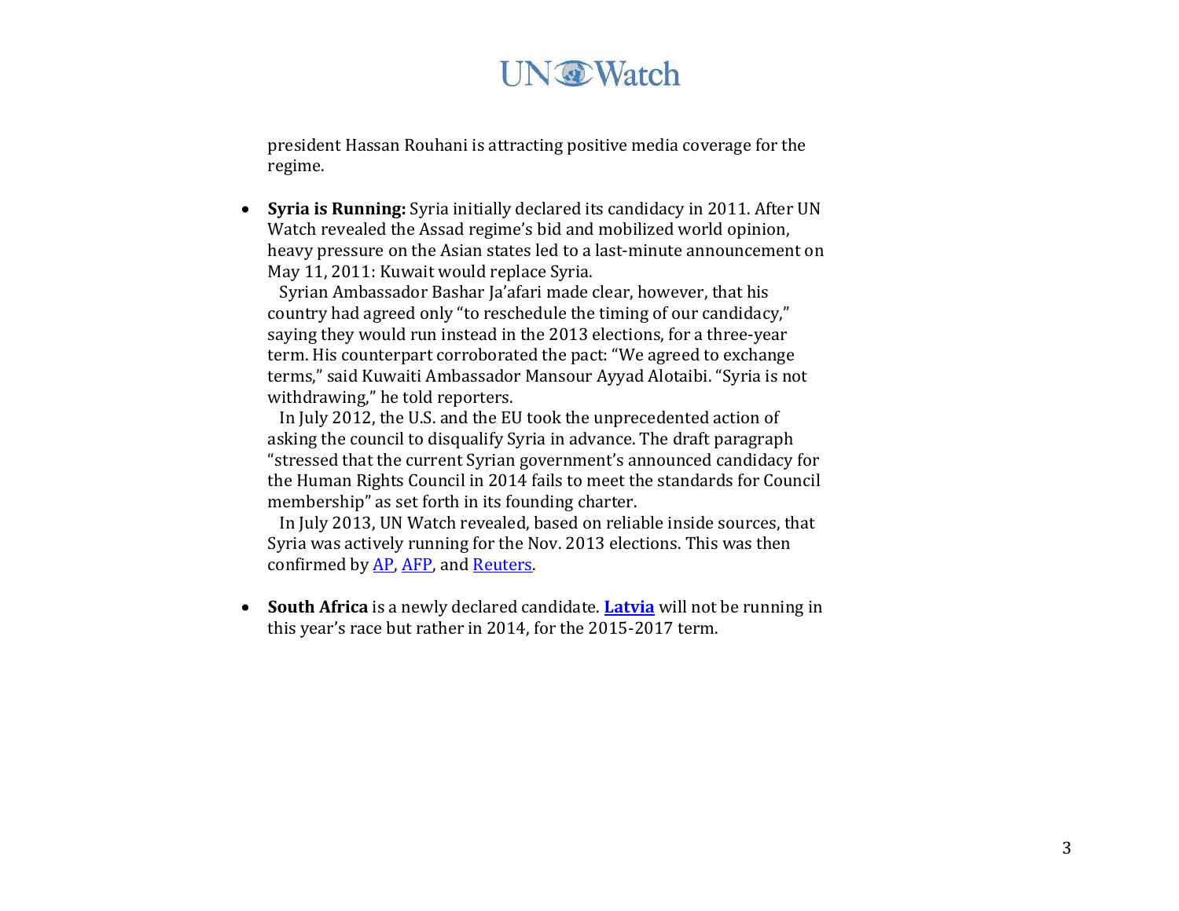president Hassan Rouhani is attracting positive media coverage for the regime.

- **Syria is Running:** Syria initially declared its candidacy in 2011. After UN Watch revealed the Assad regime's bid and mobilized world opinion, heavy pressure on the Asian states led to a last-minute announcement on May 11, 2011: Kuwait would replace Syria.

  Syrian Ambassador Bashar Ja'afari made clear, however, that his country had agreed only "to reschedule the timing of our candidacy," saying they would run instead in the 2013 elections, for a three-year term. His counterpart corroborated the pact: "We agreed to exchange terms," said Kuwaiti Ambassador Mansour Ayyad Alotaibi. "Syria is not withdrawing," he told reporters.

  In July 2012, the U.S. and the EU took the unprecedented action of asking the council to disqualify Syria in advance. The draft paragraph "stressed that the current Syrian government's announced candidacy for the Human Rights Council in 2014 fails to meet the standards for Council membership" as set forth in its founding charter.

  In July 2013, UN Watch revealed, based on reliable inside sources, that Syria was actively running for the Nov. 2013 elections. This was then confirmed by AP, AFP, and Reuters.

- **South Africa** is a newly declared candidate. **Latvia** will not be running in this year's race but rather in 2014, for the 2015-2017 term.